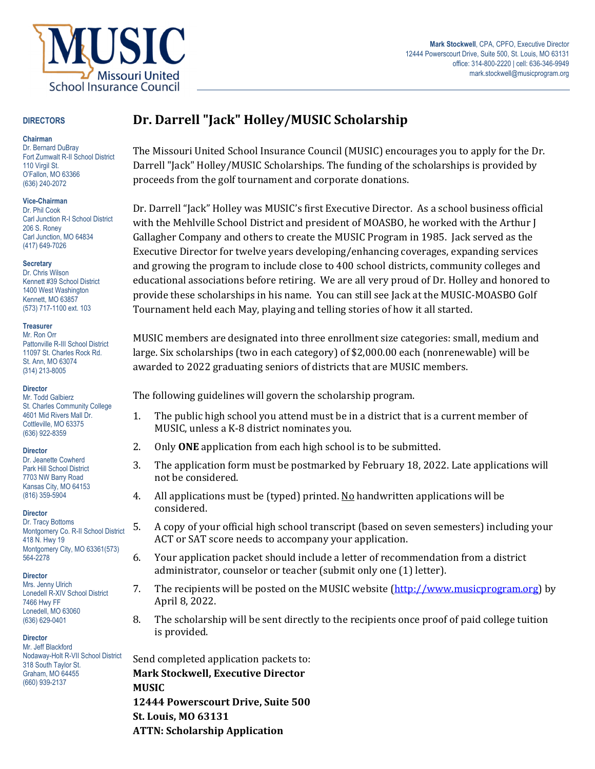**MUSIC**
Missouri United School Insurance Council

**Mark Stockwell**, CPA, CPFO, Executive Director
12444 Powerscourt Drive, Suite 500, St. Louis, MO 63131
office: 314-800-2220 | cell: 636-346-9949
mark.stockwell@musicprogram.org

**DIRECTORS**

**Chairman**
Dr. Bernard DuBray
Fort Zumwalt R-II School District
110 Virgil St.
O'Fallon, MO 63366
(636) 240-2072

**Vice-Chairman**
Dr. Phil Cook
Carl Junction R-I School District
206 S. Roney
Carl Junction, MO 64834
(417) 649-7026

**Secretary**
Dr. Chris Wilson
Kennett #39 School District
1400 West Washington
Kennett, MO 63857
(573) 717-1100 ext. 103

**Treasurer**
Mr. Ron Orr
Pattonville R-III School District
11097 St. Charles Rock Rd.
St. Ann, MO 63074
(314) 213-8005

**Director**
Mr. Todd Galbierz
St. Charles Community College
4601 Mid Rivers Mall Dr.
Cottleville, MO 63375
(636) 922-8359

**Director**
Dr. Jeanette Cowherd
Park Hill School District
7703 NW Barry Road
Kansas City, MO 64153
(816) 359-5904

**Director**
Dr. Tracy Bottoms
Montgomery Co. R-II School District
418 N. Hwy 19
Montgomery City, MO 63361(573) 564-2278

**Director**
Mrs. Jenny Ulrich
Lonedell R-XIV School District
7466 Hwy FF
Lonedell, MO 63060
(636) 629-0401

**Director**
Mr. Jeff Blackford
Nodaway-Holt R-VII School District
318 South Taylor St.
Graham, MO 64455
(660) 939-2137

# Dr. Darrell "Jack" Holley/MUSIC Scholarship

The Missouri United School Insurance Council (MUSIC) encourages you to apply for the Dr. Darrell "Jack" Holley/MUSIC Scholarships. The funding of the scholarships is provided by proceeds from the golf tournament and corporate donations.

Dr. Darrell "Jack" Holley was MUSIC's first Executive Director. As a school business official with the Mehlville School District and president of MOASBO, he worked with the Arthur J Gallagher Company and others to create the MUSIC Program in 1985. Jack served as the Executive Director for twelve years developing/enhancing coverages, expanding services and growing the program to include close to 400 school districts, community colleges and educational associations before retiring. We are all very proud of Dr. Holley and honored to provide these scholarships in his name. You can still see Jack at the MUSIC-MOASBO Golf Tournament held each May, playing and telling stories of how it all started.

MUSIC members are designated into three enrollment size categories: small, medium and large. Six scholarships (two in each category) of $2,000.00 each (nonrenewable) will be awarded to 2022 graduating seniors of districts that are MUSIC members.

The following guidelines will govern the scholarship program.

1. The public high school you attend must be in a district that is a current member of MUSIC, unless a K-8 district nominates you.
2. Only **ONE** application from each high school is to be submitted.
3. The application form must be postmarked by February 18, 2022. Late applications will not be considered.
4. All applications must be (typed) printed. <u>No</u> handwritten applications will be considered.
5. A copy of your official high school transcript (based on seven semesters) including your ACT or SAT score needs to accompany your application.
6. Your application packet should include a letter of recommendation from a district administrator, counselor or teacher (submit only one (1) letter).
7. The recipients will be posted on the MUSIC website (http://www.musicprogram.org) by April 8, 2022.
8. The scholarship will be sent directly to the recipients once proof of paid college tuition is provided.

Send completed application packets to:
**Mark Stockwell, Executive Director**
**MUSIC**
**12444 Powerscourt Drive, Suite 500**
**St. Louis, MO 63131**
**ATTN: Scholarship Application**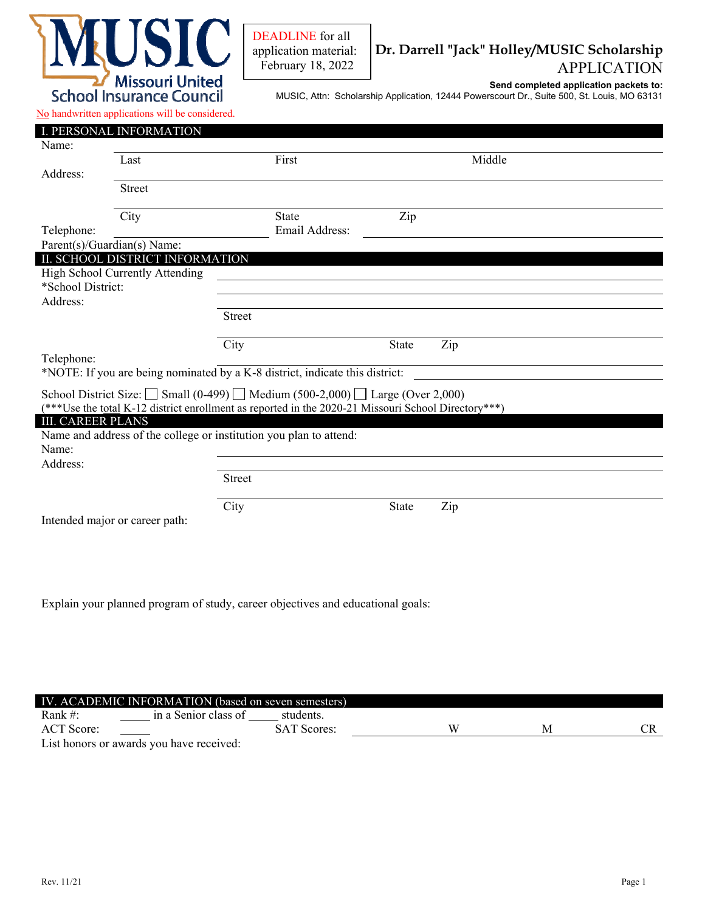MUSIC Missouri United School Insurance Council

DEADLINE for all application material: February 18, 2022

# Dr. Darrell "Jack" Holley/MUSIC Scholarship APPLICATION

**Send completed application packets to:**
MUSIC, Attn: Scholarship Application, 12444 Powerscourt Dr., Suite 500, St. Louis, MO 63131

No handwritten applications will be considered.

## I. PERSONAL INFORMATION

Name: ______________________________________________
Last First Middle

Address: ______________________________________________
Street

______________________________________________
City State Zip

Telephone: ____________________ Email Address: ____________________

Parent(s)/Guardian(s) Name:

## II. SCHOOL DISTRICT INFORMATION

High School Currently Attending ____________________

*School District: ____________________

Address: ____________________
Street

____________________
City State Zip

Telephone: ____________________

*NOTE: If you are being nominated by a K-8 district, indicate this district: ____________________

School District Size: ☐ Small (0-499) ☐ Medium (500-2,000) ☐ Large (Over 2,000)

(***Use the total K-12 district enrollment as reported in the 2020-21 Missouri School Directory***)

## III. CAREER PLANS

Name and address of the college or institution you plan to attend:

Name: ____________________

Address: ____________________
Street

____________________
City State Zip

Intended major or career path:

Explain your planned program of study, career objectives and educational goals:

## IV. ACADEMIC INFORMATION (based on seven semesters)

Rank #: _____ in a Senior class of _____ students.

ACT Score: _____ SAT Scores: ____________________ W M CR

List honors or awards you have received:

Rev. 11/21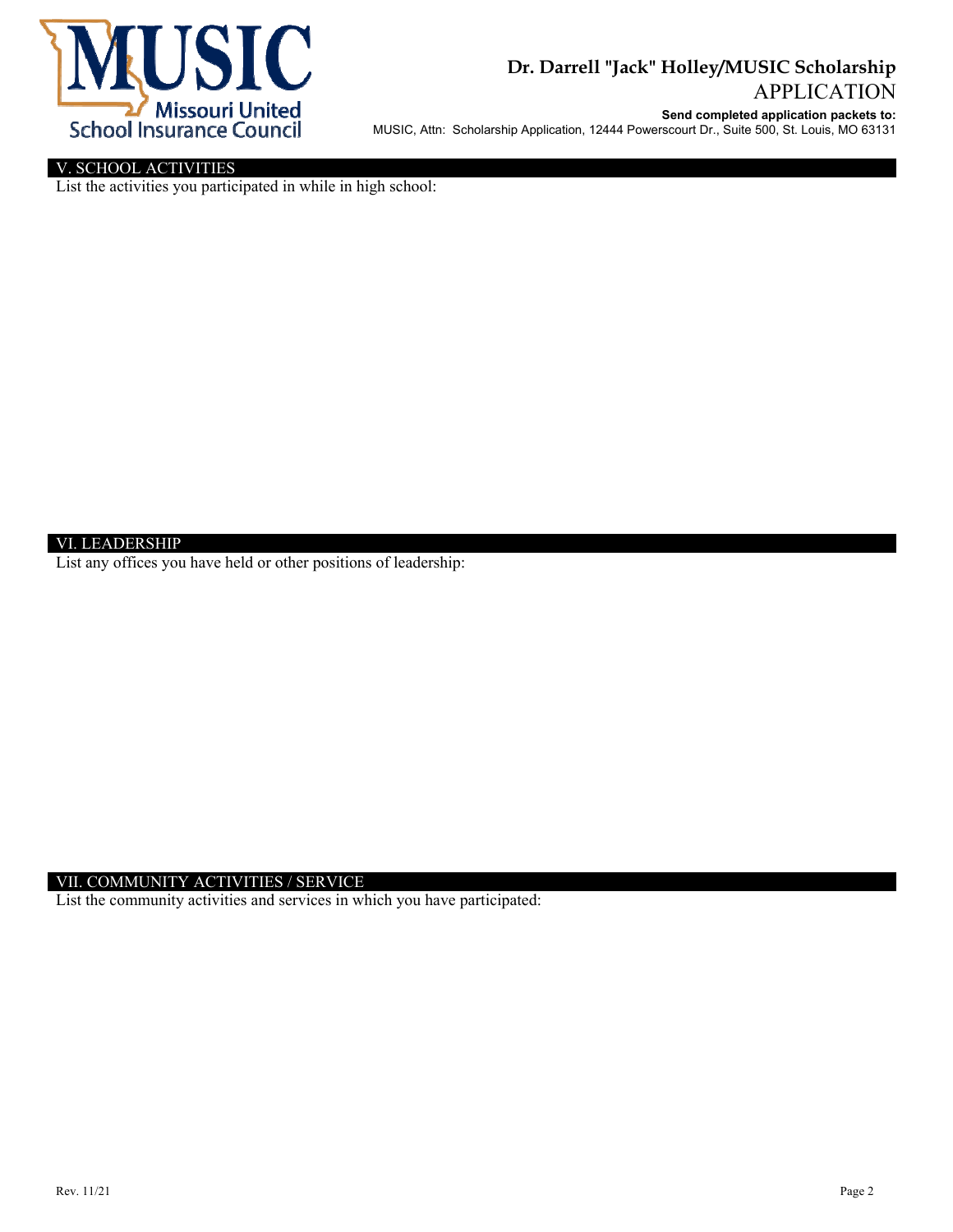# Dr. Darrell "Jack" Holley/MUSIC Scholarship APPLICATION

**Send completed application packets to:**
MUSIC, Attn: Scholarship Application, 12444 Powerscourt Dr., Suite 500, St. Louis, MO 63131

## V. SCHOOL ACTIVITIES

List the activities you participated in while in high school:

## VI. LEADERSHIP

List any offices you have held or other positions of leadership:

## VII. COMMUNITY ACTIVITIES / SERVICE

List the community activities and services in which you have participated:

Rev. 11/21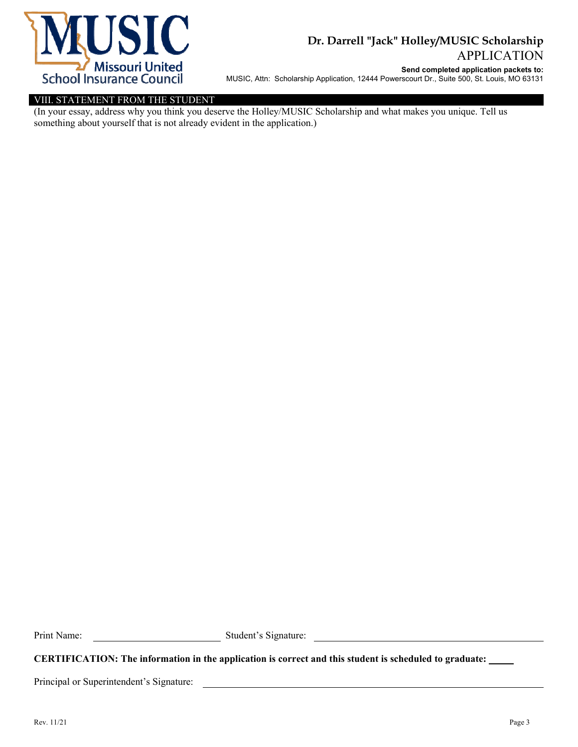MUSIC
Missouri United School Insurance Council

# Dr. Darrell "Jack" Holley/MUSIC Scholarship
## APPLICATION

**Send completed application packets to:**
MUSIC, Attn: Scholarship Application, 12444 Powerscourt Dr., Suite 500, St. Louis, MO 63131

## VIII. STATEMENT FROM THE STUDENT

(In your essay, address why you think you deserve the Holley/MUSIC Scholarship and what makes you unique. Tell us something about yourself that is not already evident in the application.)

Print Name: ______________________ Student's Signature: ______________________________________

**CERTIFICATION: The information in the application is correct and this student is scheduled to graduate: _____**

Principal or Superintendent's Signature: ______________________________________________

Rev. 11/21